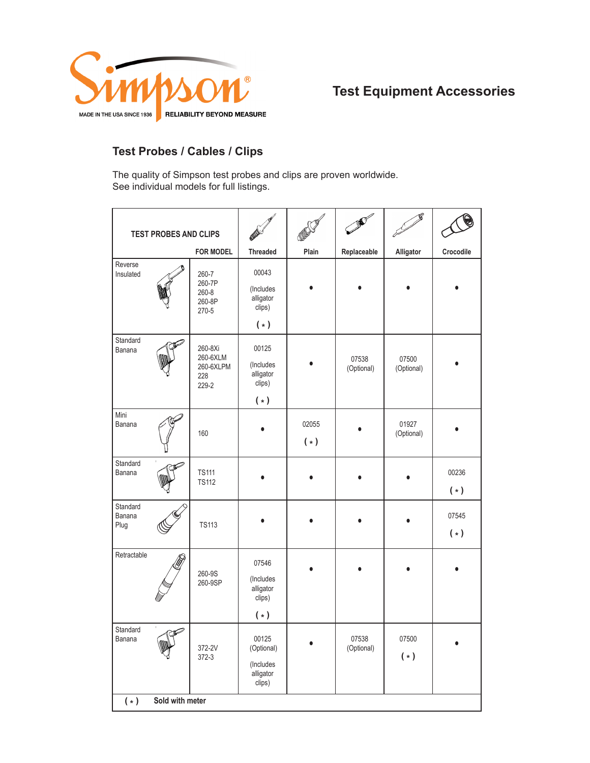Simpson®

MADE IN THE USA SINCE 1936 | RELIABILITY BEYOND MEASURE

# Test Equipment Accessories

## Test Probes / Cables / Clips

The quality of Simpson test probes and clips are proven worldwide.
See individual models for full listings.

| TEST PROBES AND CLIPS | FOR MODEL | Threaded | Plain | Replaceable | Alligator | Crocodile |
|---|---|---|---|---|---|---|
| Reverse Insulated | 260-7<br>260-7P<br>260-8<br>260-8P<br>270-5 | 00043<br>(Includes alligator clips)<br>( * ) | • | • | • | • |
| Standard Banana | 260-8Xi<br>260-6XLM<br>260-6XLPM<br>228<br>229-2 | 00125<br>(Includes alligator clips)<br>( * ) | • | 07538<br>(Optional) | 07500<br>(Optional) | • |
| Mini Banana | 160 | • | 02055<br>( * ) | • | 01927<br>(Optional) | • |
| Standard Banana | TS111<br>TS112 | • | • | • | • | 00236<br>( * ) |
| Standard Banana Plug | TS113 | • | • | • | • | 07545<br>( * ) |
| Retractable | 260-9S<br>260-9SP | 07546<br>(Includes alligator clips)<br>( * ) | • | • | • | • |
| Standard Banana | 372-2V<br>372-3 | 00125<br>(Optional)<br>(Includes alligator clips) | • | 07538<br>(Optional) | 07500<br>( * ) | • |

( * ) Sold with meter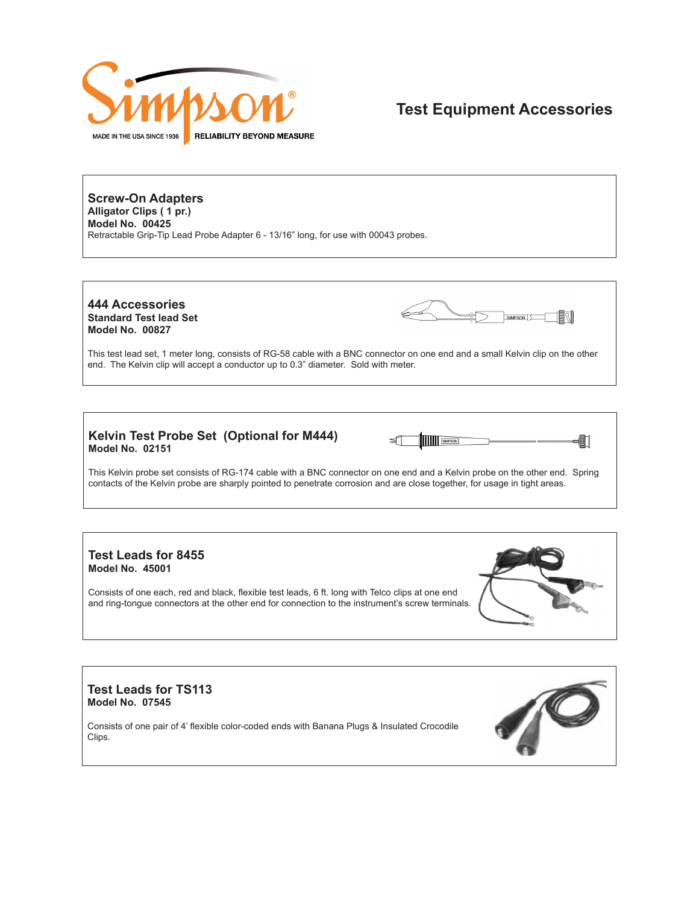# Test Equipment Accessories

## Screw-On Adapters

**Alligator Clips ( 1 pr.)**
**Model No. 00425**

Retractable Grip-Tip Lead Probe Adapter 6 - 13/16" long, for use with 00043 probes.

## 444 Accessories

**Standard Test lead Set**
**Model No. 00827**

This test lead set, 1 meter long, consists of RG-58 cable with a BNC connector on one end and a small Kelvin clip on the other end. The Kelvin clip will accept a conductor up to 0.3" diameter. Sold with meter.

## Kelvin Test Probe Set (Optional for M444)

**Model No. 02151**

This Kelvin probe set consists of RG-174 cable with a BNC connector on one end and a Kelvin probe on the other end. Spring contacts of the Kelvin probe are sharply pointed to penetrate corrosion and are close together, for usage in tight areas.

## Test Leads for 8455

**Model No. 45001**

Consists of one each, red and black, flexible test leads, 6 ft. long with Telco clips at one end and ring-tongue connectors at the other end for connection to the instrument's screw terminals.

## Test Leads for TS113

**Model No. 07545**

Consists of one pair of 4' flexible color-coded ends with Banana Plugs & Insulated Crocodile Clips.